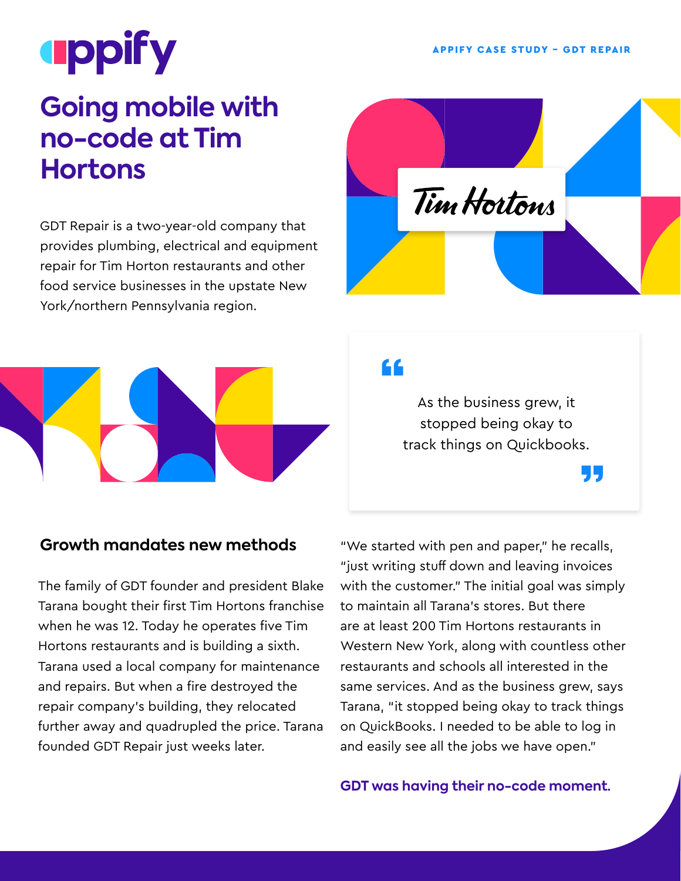APPIFY CASE STUDY – GDT REPAIR

# Going mobile with no-code at Tim Hortons

GDT Repair is a two-year-old company that provides plumbing, electrical and equipment repair for Tim Horton restaurants and other food service businesses in the upstate New York/northern Pennsylvania region.

> As the business grew, it stopped being okay to track things on Quickbooks.

## Growth mandates new methods

The family of GDT founder and president Blake Tarana bought their first Tim Hortons franchise when he was 12. Today he operates five Tim Hortons restaurants and is building a sixth. Tarana used a local company for maintenance and repairs. But when a fire destroyed the repair company's building, they relocated further away and quadrupled the price. Tarana founded GDT Repair just weeks later.

"We started with pen and paper," he recalls, "just writing stuff down and leaving invoices with the customer." The initial goal was simply to maintain all Tarana's stores. But there are at least 200 Tim Hortons restaurants in Western New York, along with countless other restaurants and schools all interested in the same services. And as the business grew, says Tarana, "it stopped being okay to track things on QuickBooks. I needed to be able to log in and easily see all the jobs we have open."

**GDT was having their no-code moment.**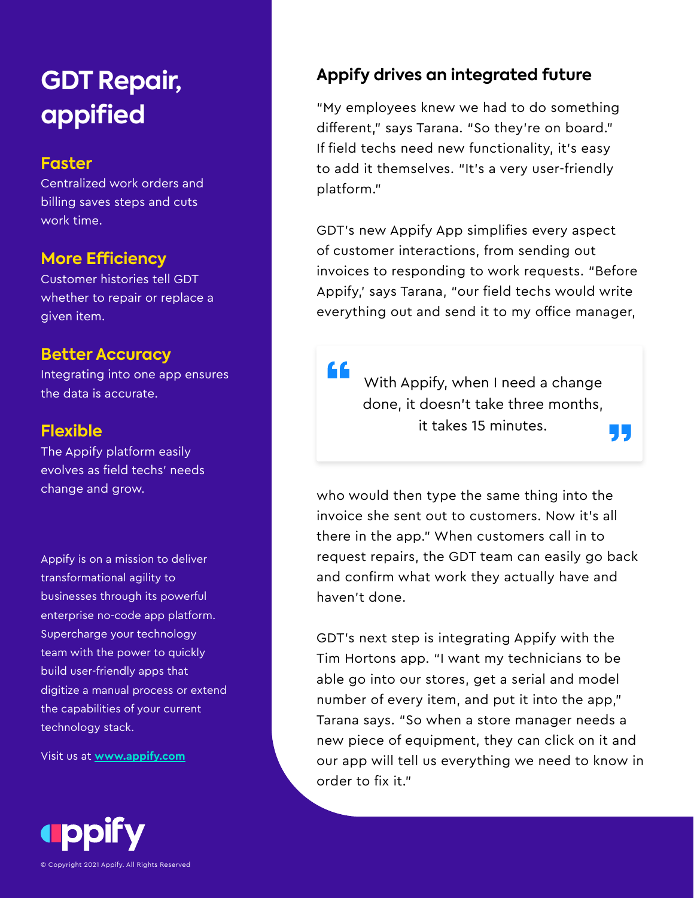# GDT Repair, appified

### Faster

Centralized work orders and billing saves steps and cuts work time.

### More Efficiency

Customer histories tell GDT whether to repair or replace a given item.

### Better Accuracy

Integrating into one app ensures the data is accurate.

### Flexible

The Appify platform easily evolves as field techs' needs change and grow.

Appify is on a mission to deliver transformational agility to businesses through its powerful enterprise no-code app platform. Supercharge your technology team with the power to quickly build user-friendly apps that digitize a manual process or extend the capabilities of your current technology stack.

Visit us at **www.appify.com**

## Appify drives an integrated future

"My employees knew we had to do something different," says Tarana. "So they're on board." If field techs need new functionality, it's easy to add it themselves. "It's a very user-friendly platform."

GDT's new Appify App simplifies every aspect of customer interactions, from sending out invoices to responding to work requests. "Before Appify,' says Tarana, "our field techs would write everything out and send it to my office manager, who would then type the same thing into the invoice she sent out to customers. Now it's all there in the app." When customers call in to request repairs, the GDT team can easily go back and confirm what work they actually have and haven't done.

> "With Appify, when I need a change done, it doesn't take three months, it takes 15 minutes."

GDT's next step is integrating Appify with the Tim Hortons app. "I want my technicians to be able go into our stores, get a serial and model number of every item, and put it into the app," Tarana says. "So when a store manager needs a new piece of equipment, they can click on it and our app will tell us everything we need to know in order to fix it."

appify

© Copyright 2021 Appify. All Rights Reserved